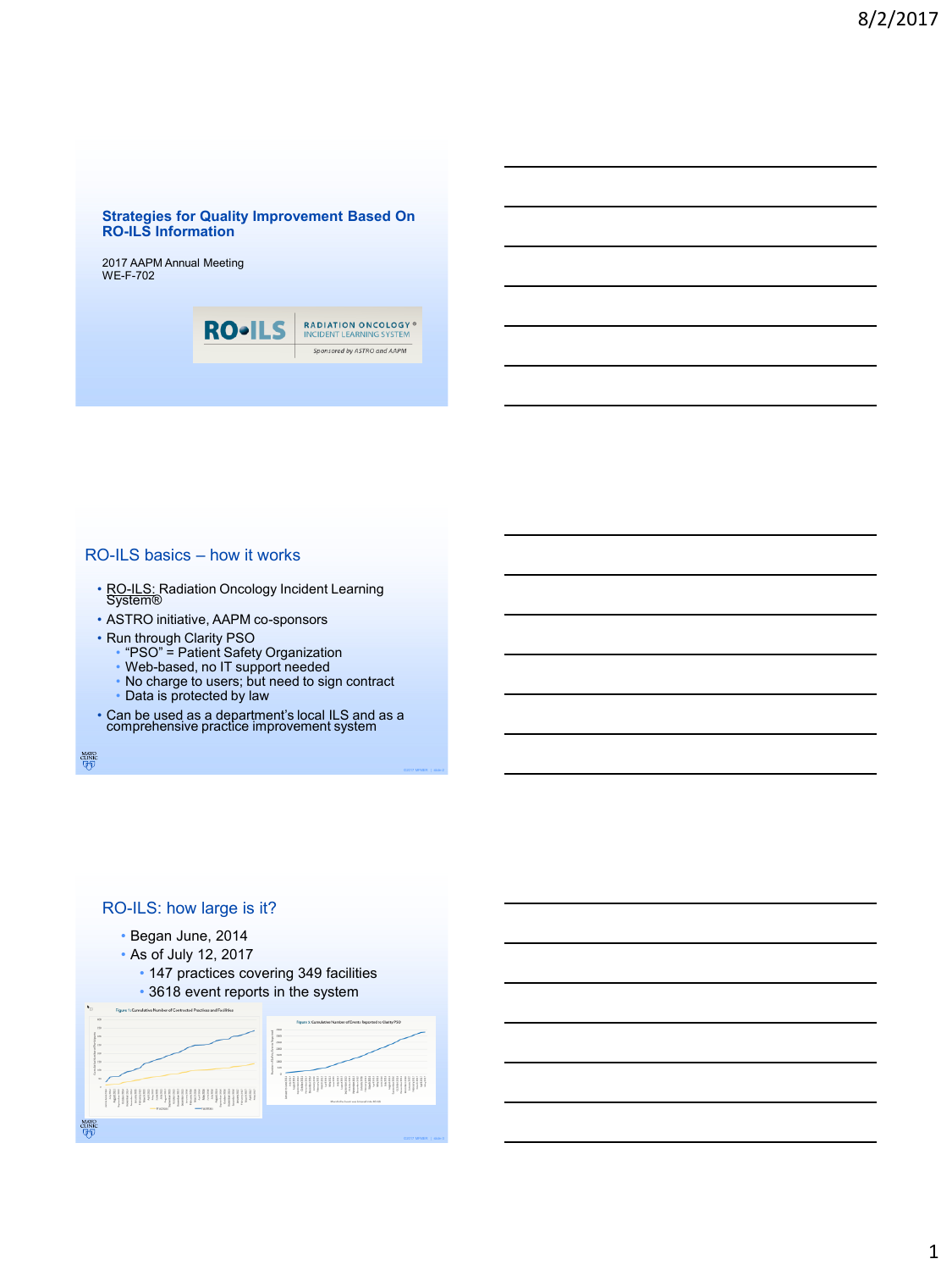## Strategies for Quality Improvement Based On RO-ILS Information

2017 AAPM Annual Meeting
WE-F-702

RO•ILS RADIATION ONCOLOGY® INCIDENT LEARNING SYSTEM
*Sponsored by ASTRO and AAPM*

## RO-ILS basics – how it works

- RO-ILS: Radiation Oncology Incident Learning System®
- ASTRO initiative, AAPM co-sponsors
- Run through Clarity PSO
  - "PSO" = Patient Safety Organization
  - Web-based, no IT support needed
  - No charge to users; but need to sign contract
  - Data is protected by law
- Can be used as a department's local ILS and as a comprehensive practice improvement system

## RO-ILS: how large is it?

- Began June, 2014
- As of July 12, 2017
  - 147 practices covering 349 facilities
  - 3618 event reports in the system

Figure 1: Cumulative Number of Contracted Practices and Facilities

Figure 3: Cumulative Number of Events Reported to Clarity PSO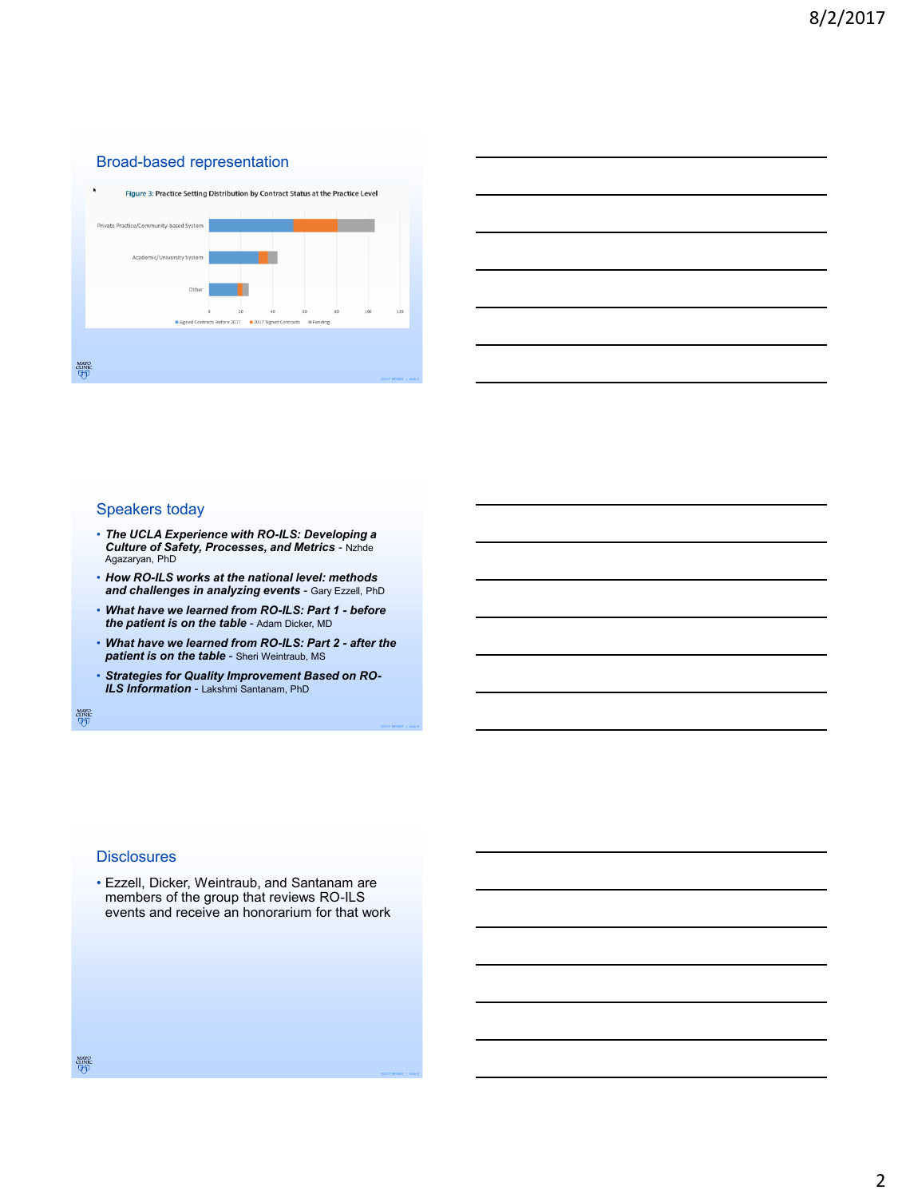## Broad-based representation

Figure 3: Practice Setting Distribution by Contract Status at the Practice Level

Private Practice/Community-based System

Academic/University System

Other

0 20 40 60 80 100 120

Signed Contracts Before 2017 · 2017 Signed Contracts · Pending

## Speakers today

- ***The UCLA Experience with RO-ILS: Developing a Culture of Safety, Processes, and Metrics*** - Nzhde Agazaryan, PhD
- ***How RO-ILS works at the national level: methods and challenges in analyzing events*** - Gary Ezzell, PhD
- ***What have we learned from RO-ILS: Part 1 - before the patient is on the table*** - Adam Dicker, MD
- ***What have we learned from RO-ILS: Part 2 - after the patient is on the table*** - Sheri Weintraub, MS
- ***Strategies for Quality Improvement Based on RO-ILS Information*** - Lakshmi Santanam, PhD

## Disclosures

- Ezzell, Dicker, Weintraub, and Santanam are members of the group that reviews RO-ILS events and receive an honorarium for that work